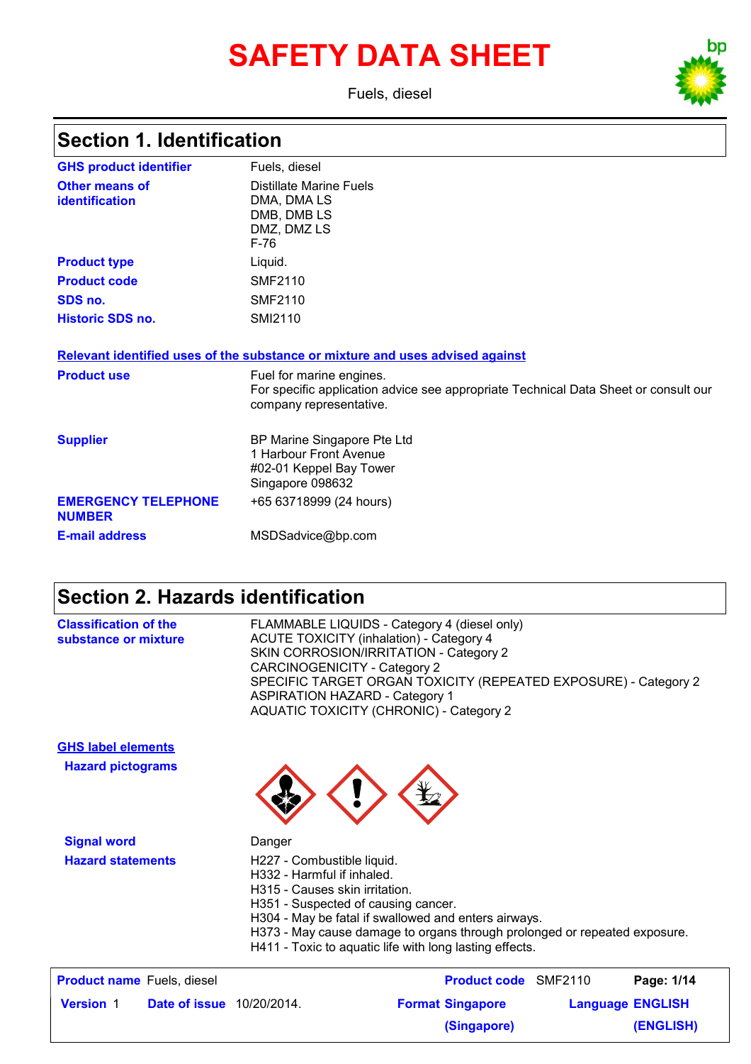# SAFETY DATA SHEET

Fuels, diesel

## Section 1. Identification

| | |
|---|---|
| **GHS product identifier** | Fuels, diesel |
| **Other means of identification** | Distillate Marine Fuels<br>DMA, DMA LS<br>DMB, DMB LS<br>DMZ, DMZ LS<br>F-76 |
| **Product type** | Liquid. |
| **Product code** | SMF2110 |
| **SDS no.** | SMF2110 |
| **Historic SDS no.** | SMI2110 |

**Relevant identified uses of the substance or mixture and uses advised against**

| | |
|---|---|
| **Product use** | Fuel for marine engines.<br>For specific application advice see appropriate Technical Data Sheet or consult our company representative. |
| **Supplier** | BP Marine Singapore Pte Ltd<br>1 Harbour Front Avenue<br>#02-01 Keppel Bay Tower<br>Singapore 098632 |
| **EMERGENCY TELEPHONE NUMBER** | +65 63718999 (24 hours) |
| **E-mail address** | MSDSadvice@bp.com |

## Section 2. Hazards identification

**Classification of the substance or mixture**

FLAMMABLE LIQUIDS - Category 4 (diesel only)
ACUTE TOXICITY (inhalation) - Category 4
SKIN CORROSION/IRRITATION - Category 2
CARCINOGENICITY - Category 2
SPECIFIC TARGET ORGAN TOXICITY (REPEATED EXPOSURE) - Category 2
ASPIRATION HAZARD - Category 1
AQUATIC TOXICITY (CHRONIC) - Category 2

**GHS label elements**

**Hazard pictograms**

**Signal word**: Danger

**Hazard statements**

H227 - Combustible liquid.
H332 - Harmful if inhaled.
H315 - Causes skin irritation.
H351 - Suspected of causing cancer.
H304 - May be fatal if swallowed and enters airways.
H373 - May cause damage to organs through prolonged or repeated exposure.
H411 - Toxic to aquatic life with long lasting effects.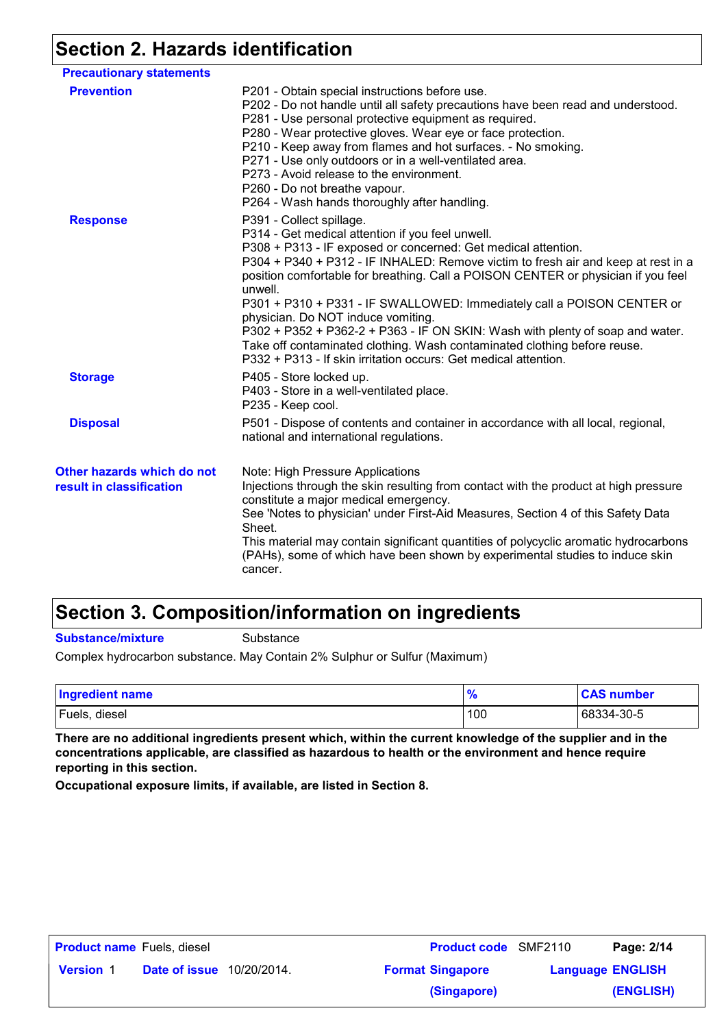## Section 2. Hazards identification

**Precautionary statements**

**Prevention**

P201 - Obtain special instructions before use.
P202 - Do not handle until all safety precautions have been read and understood.
P281 - Use personal protective equipment as required.
P280 - Wear protective gloves. Wear eye or face protection.
P210 - Keep away from flames and hot surfaces. - No smoking.
P271 - Use only outdoors or in a well-ventilated area.
P273 - Avoid release to the environment.
P260 - Do not breathe vapour.
P264 - Wash hands thoroughly after handling.

**Response**

P391 - Collect spillage.
P314 - Get medical attention if you feel unwell.
P308 + P313 - IF exposed or concerned: Get medical attention.
P304 + P340 + P312 - IF INHALED: Remove victim to fresh air and keep at rest in a position comfortable for breathing. Call a POISON CENTER or physician if you feel unwell.
P301 + P310 + P331 - IF SWALLOWED: Immediately call a POISON CENTER or physician. Do NOT induce vomiting.
P302 + P352 + P362-2 + P363 - IF ON SKIN: Wash with plenty of soap and water. Take off contaminated clothing. Wash contaminated clothing before reuse.
P332 + P313 - If skin irritation occurs: Get medical attention.

**Storage**

P405 - Store locked up.
P403 - Store in a well-ventilated place.
P235 - Keep cool.

**Disposal**

P501 - Dispose of contents and container in accordance with all local, regional, national and international regulations.

**Other hazards which do not result in classification**

Note: High Pressure Applications
Injections through the skin resulting from contact with the product at high pressure constitute a major medical emergency.
See 'Notes to physician' under First-Aid Measures, Section 4 of this Safety Data Sheet.
This material may contain significant quantities of polycyclic aromatic hydrocarbons (PAHs), some of which have been shown by experimental studies to induce skin cancer.

## Section 3. Composition/information on ingredients

**Substance/mixture** Substance

Complex hydrocarbon substance. May Contain 2% Sulphur or Sulfur (Maximum)

| Ingredient name | % | CAS number |
|---|---|---|
| Fuels, diesel | 100 | 68334-30-5 |

**There are no additional ingredients present which, within the current knowledge of the supplier and in the concentrations applicable, are classified as hazardous to health or the environment and hence require reporting in this section.**

**Occupational exposure limits, if available, are listed in Section 8.**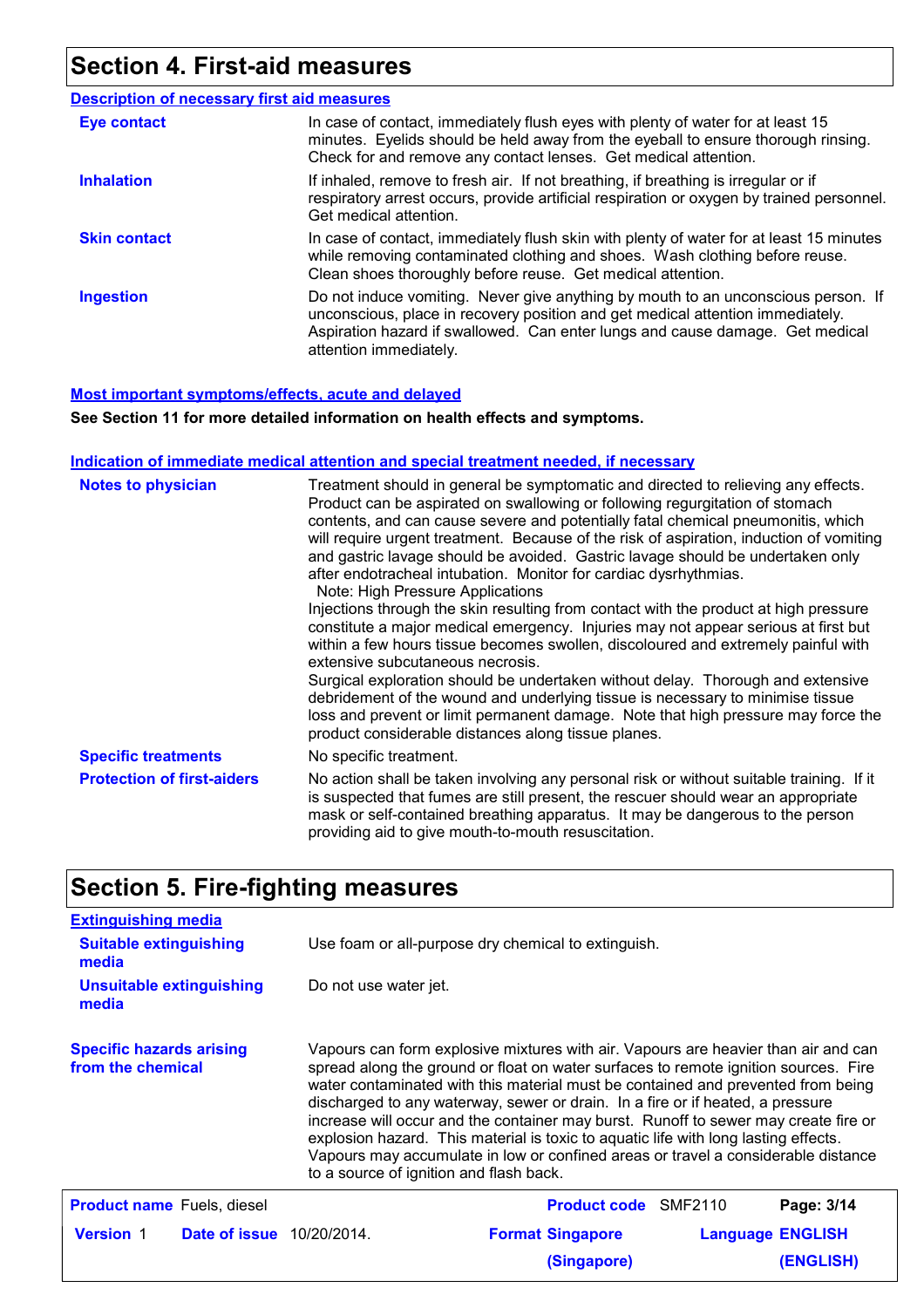## Section 4. First-aid measures

### Description of necessary first aid measures

**Eye contact**
In case of contact, immediately flush eyes with plenty of water for at least 15 minutes. Eyelids should be held away from the eyeball to ensure thorough rinsing. Check for and remove any contact lenses. Get medical attention.

**Inhalation**
If inhaled, remove to fresh air. If not breathing, if breathing is irregular or if respiratory arrest occurs, provide artificial respiration or oxygen by trained personnel. Get medical attention.

**Skin contact**
In case of contact, immediately flush skin with plenty of water for at least 15 minutes while removing contaminated clothing and shoes. Wash clothing before reuse. Clean shoes thoroughly before reuse. Get medical attention.

**Ingestion**
Do not induce vomiting. Never give anything by mouth to an unconscious person. If unconscious, place in recovery position and get medical attention immediately. Aspiration hazard if swallowed. Can enter lungs and cause damage. Get medical attention immediately.

### Most important symptoms/effects, acute and delayed

**See Section 11 for more detailed information on health effects and symptoms.**

### Indication of immediate medical attention and special treatment needed, if necessary

**Notes to physician**
Treatment should in general be symptomatic and directed to relieving any effects. Product can be aspirated on swallowing or following regurgitation of stomach contents, and can cause severe and potentially fatal chemical pneumonitis, which will require urgent treatment. Because of the risk of aspiration, induction of vomiting and gastric lavage should be avoided. Gastric lavage should be undertaken only after endotracheal intubation. Monitor for cardiac dysrhythmias.
Note: High Pressure Applications
Injections through the skin resulting from contact with the product at high pressure constitute a major medical emergency. Injuries may not appear serious at first but within a few hours tissue becomes swollen, discoloured and extremely painful with extensive subcutaneous necrosis.
Surgical exploration should be undertaken without delay. Thorough and extensive debridement of the wound and underlying tissue is necessary to minimise tissue loss and prevent or limit permanent damage. Note that high pressure may force the product considerable distances along tissue planes.

**Specific treatments**
No specific treatment.

**Protection of first-aiders**
No action shall be taken involving any personal risk or without suitable training. If it is suspected that fumes are still present, the rescuer should wear an appropriate mask or self-contained breathing apparatus. It may be dangerous to the person providing aid to give mouth-to-mouth resuscitation.

## Section 5. Fire-fighting measures

### Extinguishing media

**Suitable extinguishing media**
Use foam or all-purpose dry chemical to extinguish.

**Unsuitable extinguishing media**
Do not use water jet.

**Specific hazards arising from the chemical**
Vapours can form explosive mixtures with air. Vapours are heavier than air and can spread along the ground or float on water surfaces to remote ignition sources. Fire water contaminated with this material must be contained and prevented from being discharged to any waterway, sewer or drain. In a fire or if heated, a pressure increase will occur and the container may burst. Runoff to sewer may create fire or explosion hazard. This material is toxic to aquatic life with long lasting effects. Vapours may accumulate in low or confined areas or travel a considerable distance to a source of ignition and flash back.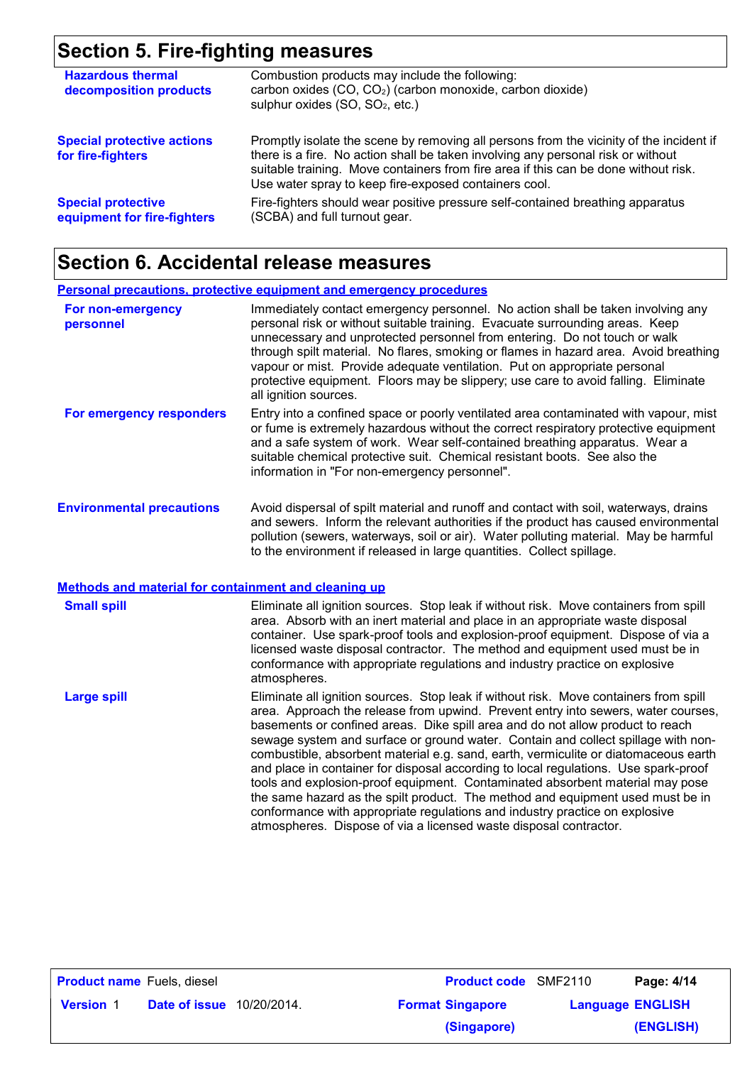## Section 5. Fire-fighting measures

**Hazardous thermal decomposition products**

Combustion products may include the following:
carbon oxides (CO, $CO_2$) (carbon monoxide, carbon dioxide)
sulphur oxides (SO, $SO_2$, etc.)

**Special protective actions for fire-fighters**

Promptly isolate the scene by removing all persons from the vicinity of the incident if there is a fire. No action shall be taken involving any personal risk or without suitable training. Move containers from fire area if this can be done without risk. Use water spray to keep fire-exposed containers cool.

**Special protective equipment for fire-fighters**

Fire-fighters should wear positive pressure self-contained breathing apparatus (SCBA) and full turnout gear.

## Section 6. Accidental release measures

### Personal precautions, protective equipment and emergency procedures

**For non-emergency personnel**

Immediately contact emergency personnel. No action shall be taken involving any personal risk or without suitable training. Evacuate surrounding areas. Keep unnecessary and unprotected personnel from entering. Do not touch or walk through spilt material. No flares, smoking or flames in hazard area. Avoid breathing vapour or mist. Provide adequate ventilation. Put on appropriate personal protective equipment. Floors may be slippery; use care to avoid falling. Eliminate all ignition sources.

**For emergency responders**

Entry into a confined space or poorly ventilated area contaminated with vapour, mist or fume is extremely hazardous without the correct respiratory protective equipment and a safe system of work. Wear self-contained breathing apparatus. Wear a suitable chemical protective suit. Chemical resistant boots. See also the information in "For non-emergency personnel".

**Environmental precautions**

Avoid dispersal of spilt material and runoff and contact with soil, waterways, drains and sewers. Inform the relevant authorities if the product has caused environmental pollution (sewers, waterways, soil or air). Water polluting material. May be harmful to the environment if released in large quantities. Collect spillage.

### Methods and material for containment and cleaning up

**Small spill**

Eliminate all ignition sources. Stop leak if without risk. Move containers from spill area. Absorb with an inert material and place in an appropriate waste disposal container. Use spark-proof tools and explosion-proof equipment. Dispose of via a licensed waste disposal contractor. The method and equipment used must be in conformance with appropriate regulations and industry practice on explosive atmospheres.

**Large spill**

Eliminate all ignition sources. Stop leak if without risk. Move containers from spill area. Approach the release from upwind. Prevent entry into sewers, water courses, basements or confined areas. Dike spill area and do not allow product to reach sewage system and surface or ground water. Contain and collect spillage with non-combustible, absorbent material e.g. sand, earth, vermiculite or diatomaceous earth and place in container for disposal according to local regulations. Use spark-proof tools and explosion-proof equipment. Contaminated absorbent material may pose the same hazard as the spilt product. The method and equipment used must be in conformance with appropriate regulations and industry practice on explosive atmospheres. Dispose of via a licensed waste disposal contractor.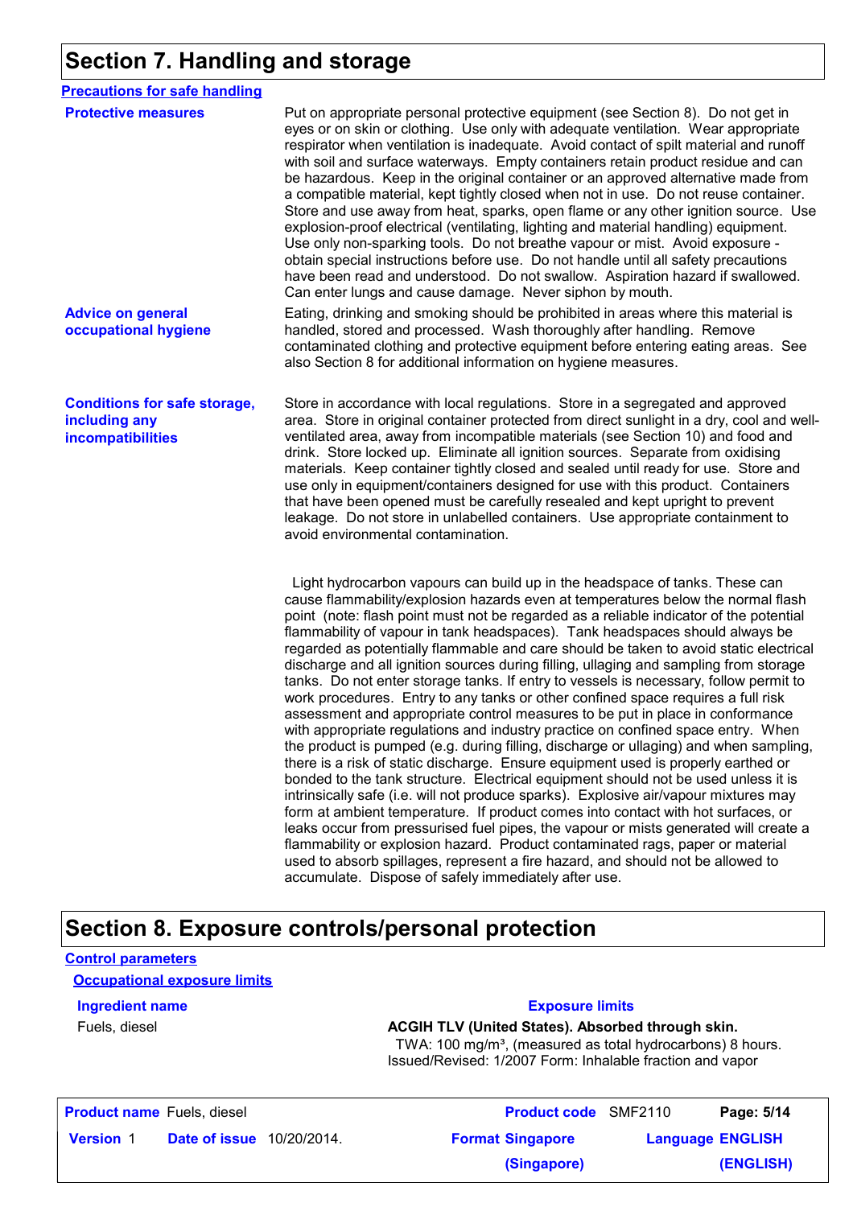# Section 7. Handling and storage

**Precautions for safe handling**

**Protective measures**

Put on appropriate personal protective equipment (see Section 8). Do not get in eyes or on skin or clothing. Use only with adequate ventilation. Wear appropriate respirator when ventilation is inadequate. Avoid contact of spilt material and runoff with soil and surface waterways. Empty containers retain product residue and can be hazardous. Keep in the original container or an approved alternative made from a compatible material, kept tightly closed when not in use. Do not reuse container. Store and use away from heat, sparks, open flame or any other ignition source. Use explosion-proof electrical (ventilating, lighting and material handling) equipment. Use only non-sparking tools. Do not breathe vapour or mist. Avoid exposure - obtain special instructions before use. Do not handle until all safety precautions have been read and understood. Do not swallow. Aspiration hazard if swallowed. Can enter lungs and cause damage. Never siphon by mouth.

**Advice on general occupational hygiene**

Eating, drinking and smoking should be prohibited in areas where this material is handled, stored and processed. Wash thoroughly after handling. Remove contaminated clothing and protective equipment before entering eating areas. See also Section 8 for additional information on hygiene measures.

**Conditions for safe storage, including any incompatibilities**

Store in accordance with local regulations. Store in a segregated and approved area. Store in original container protected from direct sunlight in a dry, cool and well-ventilated area, away from incompatible materials (see Section 10) and food and drink. Store locked up. Eliminate all ignition sources. Separate from oxidising materials. Keep container tightly closed and sealed until ready for use. Store and use only in equipment/containers designed for use with this product. Containers that have been opened must be carefully resealed and kept upright to prevent leakage. Do not store in unlabelled containers. Use appropriate containment to avoid environmental contamination.

Light hydrocarbon vapours can build up in the headspace of tanks. These can cause flammability/explosion hazards even at temperatures below the normal flash point (note: flash point must not be regarded as a reliable indicator of the potential flammability of vapour in tank headspaces). Tank headspaces should always be regarded as potentially flammable and care should be taken to avoid static electrical discharge and all ignition sources during filling, ullaging and sampling from storage tanks. Do not enter storage tanks. If entry to vessels is necessary, follow permit to work procedures. Entry to any tanks or other confined space requires a full risk assessment and appropriate control measures to be put in place in conformance with appropriate regulations and industry practice on confined space entry. When the product is pumped (e.g. during filling, discharge or ullaging) and when sampling, there is a risk of static discharge. Ensure equipment used is properly earthed or bonded to the tank structure. Electrical equipment should not be used unless it is intrinsically safe (i.e. will not produce sparks). Explosive air/vapour mixtures may form at ambient temperature. If product comes into contact with hot surfaces, or leaks occur from pressurised fuel pipes, the vapour or mists generated will create a flammability or explosion hazard. Product contaminated rags, paper or material used to absorb spillages, represent a fire hazard, and should not be allowed to accumulate. Dispose of safely immediately after use.

# Section 8. Exposure controls/personal protection

**Control parameters**

**Occupational exposure limits**

| Ingredient name | Exposure limits |
|---|---|
| Fuels, diesel | **ACGIH TLV (United States). Absorbed through skin.**<br>TWA: 100 mg/m³, (measured as total hydrocarbons) 8 hours.<br>Issued/Revised: 1/2007 Form: Inhalable fraction and vapor |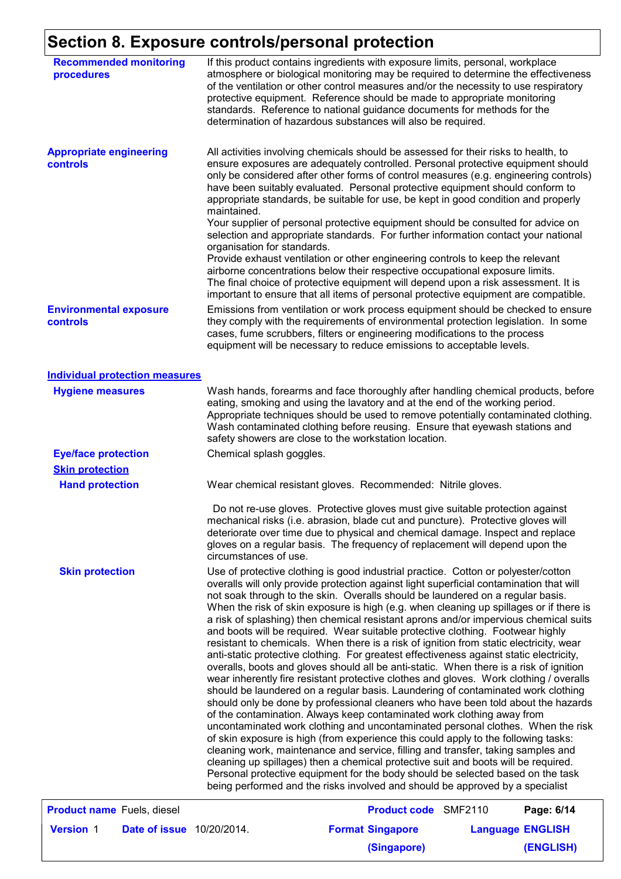# Section 8. Exposure controls/personal protection

**Recommended monitoring procedures**

If this product contains ingredients with exposure limits, personal, workplace atmosphere or biological monitoring may be required to determine the effectiveness of the ventilation or other control measures and/or the necessity to use respiratory protective equipment. Reference should be made to appropriate monitoring standards. Reference to national guidance documents for methods for the determination of hazardous substances will also be required.

**Appropriate engineering controls**

All activities involving chemicals should be assessed for their risks to health, to ensure exposures are adequately controlled. Personal protective equipment should only be considered after other forms of control measures (e.g. engineering controls) have been suitably evaluated. Personal protective equipment should conform to appropriate standards, be suitable for use, be kept in good condition and properly maintained.
Your supplier of personal protective equipment should be consulted for advice on selection and appropriate standards. For further information contact your national organisation for standards.
Provide exhaust ventilation or other engineering controls to keep the relevant airborne concentrations below their respective occupational exposure limits.
The final choice of protective equipment will depend upon a risk assessment. It is important to ensure that all items of personal protective equipment are compatible.

**Environmental exposure controls**

Emissions from ventilation or work process equipment should be checked to ensure they comply with the requirements of environmental protection legislation. In some cases, fume scrubbers, filters or engineering modifications to the process equipment will be necessary to reduce emissions to acceptable levels.

## Individual protection measures

**Hygiene measures**

Wash hands, forearms and face thoroughly after handling chemical products, before eating, smoking and using the lavatory and at the end of the working period. Appropriate techniques should be used to remove potentially contaminated clothing. Wash contaminated clothing before reusing. Ensure that eyewash stations and safety showers are close to the workstation location.

**Eye/face protection**

Chemical splash goggles.

### Skin protection

**Hand protection**

Wear chemical resistant gloves. Recommended: Nitrile gloves.

Do not re-use gloves. Protective gloves must give suitable protection against mechanical risks (i.e. abrasion, blade cut and puncture). Protective gloves will deteriorate over time due to physical and chemical damage. Inspect and replace gloves on a regular basis. The frequency of replacement will depend upon the circumstances of use.

**Skin protection**

Use of protective clothing is good industrial practice. Cotton or polyester/cotton overalls will only provide protection against light superficial contamination that will not soak through to the skin. Overalls should be laundered on a regular basis. When the risk of skin exposure is high (e.g. when cleaning up spillages or if there is a risk of splashing) then chemical resistant aprons and/or impervious chemical suits and boots will be required. Wear suitable protective clothing. Footwear highly resistant to chemicals. When there is a risk of ignition from static electricity, wear anti-static protective clothing. For greatest effectiveness against static electricity, overalls, boots and gloves should all be anti-static. When there is a risk of ignition wear inherently fire resistant protective clothes and gloves. Work clothing / overalls should be laundered on a regular basis. Laundering of contaminated work clothing should only be done by professional cleaners who have been told about the hazards of the contamination. Always keep contaminated work clothing away from uncontaminated work clothing and uncontaminated personal clothes. When the risk of skin exposure is high (from experience this could apply to the following tasks: cleaning work, maintenance and service, filling and transfer, taking samples and cleaning up spillages) then a chemical protective suit and boots will be required. Personal protective equipment for the body should be selected based on the task being performed and the risks involved and should be approved by a specialist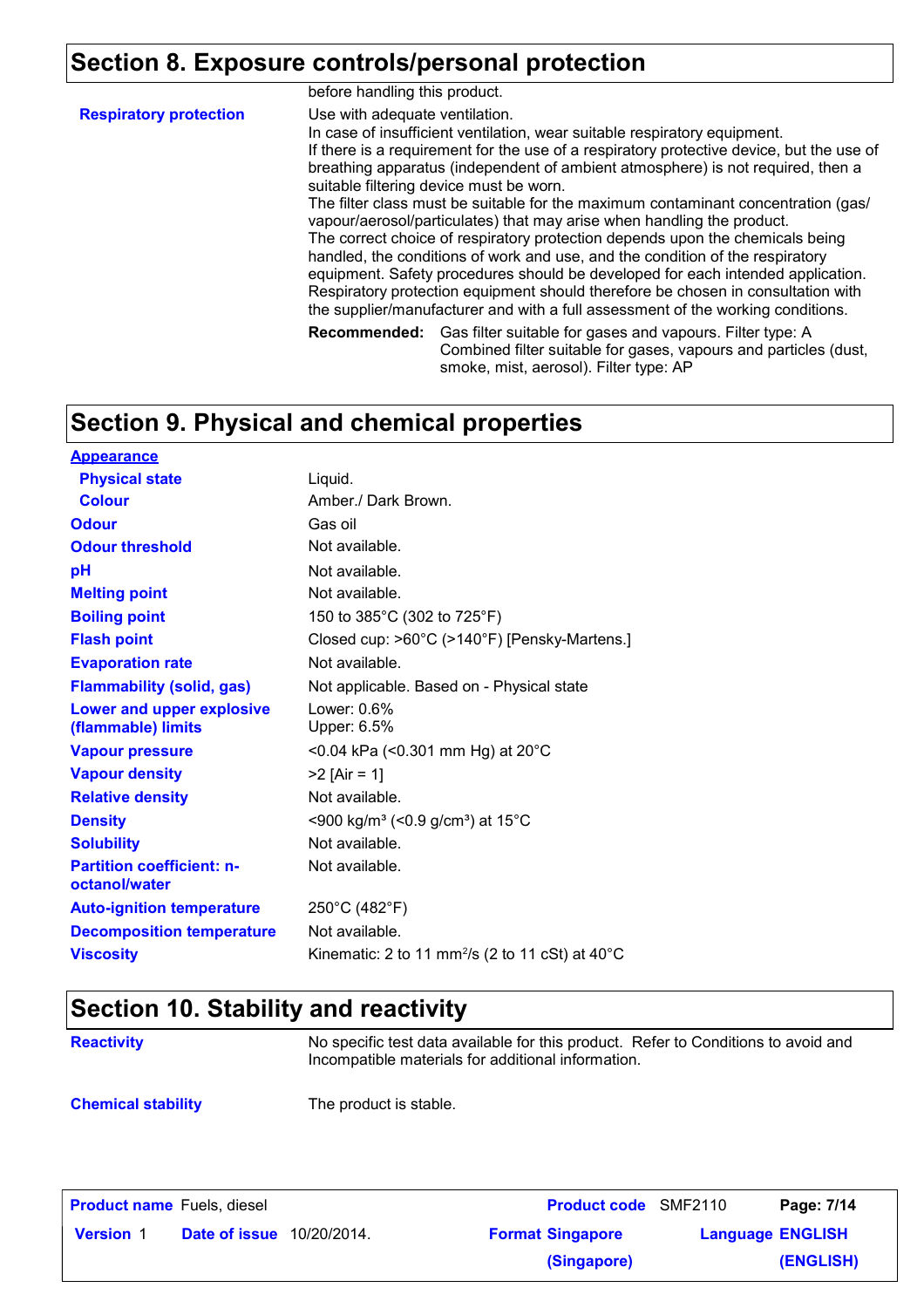## Section 8. Exposure controls/personal protection

before handling this product.

| | |
|---|---|
| **Respiratory protection** | Use with adequate ventilation. In case of insufficient ventilation, wear suitable respiratory equipment. If there is a requirement for the use of a respiratory protective device, but the use of breathing apparatus (independent of ambient atmosphere) is not required, then a suitable filtering device must be worn. The filter class must be suitable for the maximum contaminant concentration (gas/vapour/aerosol/particulates) that may arise when handling the product. The correct choice of respiratory protection depends upon the chemicals being handled, the conditions of work and use, and the condition of the respiratory equipment. Safety procedures should be developed for each intended application. Respiratory protection equipment should therefore be chosen in consultation with the supplier/manufacturer and with a full assessment of the working conditions. |
| | **Recommended:** Gas filter suitable for gases and vapours. Filter type: A Combined filter suitable for gases, vapours and particles (dust, smoke, mist, aerosol). Filter type: AP |

## Section 9. Physical and chemical properties

| | |
|---|---|
| **Appearance** | |
| **Physical state** | Liquid. |
| **Colour** | Amber./ Dark Brown. |
| **Odour** | Gas oil |
| **Odour threshold** | Not available. |
| **pH** | Not available. |
| **Melting point** | Not available. |
| **Boiling point** | 150 to 385°C (302 to 725°F) |
| **Flash point** | Closed cup: >60°C (>140°F) [Pensky-Martens.] |
| **Evaporation rate** | Not available. |
| **Flammability (solid, gas)** | Not applicable. Based on - Physical state |
| **Lower and upper explosive (flammable) limits** | Lower: 0.6%<br>Upper: 6.5% |
| **Vapour pressure** | <0.04 kPa (<0.301 mm Hg) at 20°C |
| **Vapour density** | >2 [Air = 1] |
| **Relative density** | Not available. |
| **Density** | <900 kg/m³ (<0.9 g/cm³) at 15°C |
| **Solubility** | Not available. |
| **Partition coefficient: n-octanol/water** | Not available. |
| **Auto-ignition temperature** | 250°C (482°F) |
| **Decomposition temperature** | Not available. |
| **Viscosity** | Kinematic: 2 to 11 mm²/s (2 to 11 cSt) at 40°C |

## Section 10. Stability and reactivity

| | |
|---|---|
| **Reactivity** | No specific test data available for this product. Refer to Conditions to avoid and Incompatible materials for additional information. |
| **Chemical stability** | The product is stable. |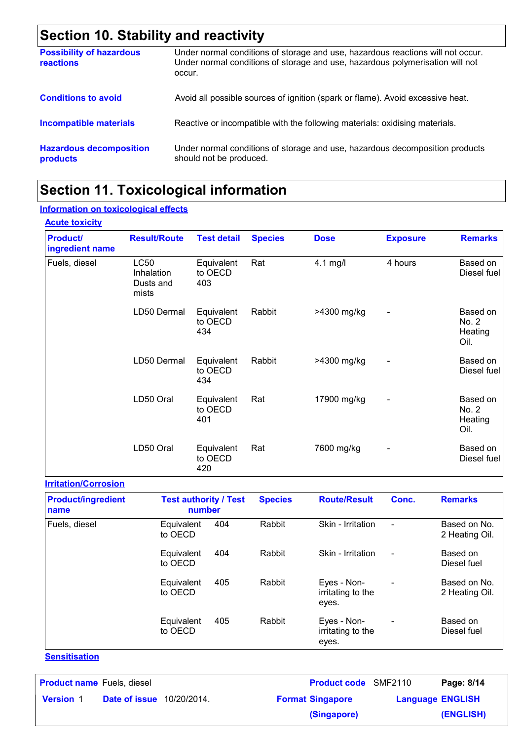## Section 10. Stability and reactivity

**Possibility of hazardous reactions** Under normal conditions of storage and use, hazardous reactions will not occur. Under normal conditions of storage and use, hazardous polymerisation will not occur.

**Conditions to avoid** Avoid all possible sources of ignition (spark or flame). Avoid excessive heat.

**Incompatible materials** Reactive or incompatible with the following materials: oxidising materials.

**Hazardous decomposition products** Under normal conditions of storage and use, hazardous decomposition products should not be produced.

## Section 11. Toxicological information

### Information on toxicological effects

#### Acute toxicity

| Product/ ingredient name | Result/Route | Test detail | Species | Dose | Exposure | Remarks |
|---|---|---|---|---|---|---|
| Fuels, diesel | LC50 Inhalation Dusts and mists | Equivalent to OECD 403 | Rat | 4.1 mg/l | 4 hours | Based on Diesel fuel |
| | LD50 Dermal | Equivalent to OECD 434 | Rabbit | >4300 mg/kg | - | Based on No. 2 Heating Oil. |
| | LD50 Dermal | Equivalent to OECD 434 | Rabbit | >4300 mg/kg | - | Based on Diesel fuel |
| | LD50 Oral | Equivalent to OECD 401 | Rat | 17900 mg/kg | - | Based on No. 2 Heating Oil. |
| | LD50 Oral | Equivalent to OECD 420 | Rat | 7600 mg/kg | - | Based on Diesel fuel |

#### Irritation/Corrosion

| Product/ingredient name | Test authority / Test number | | Species | Route/Result | Conc. | Remarks |
|---|---|---|---|---|---|---|
| Fuels, diesel | Equivalent to OECD | 404 | Rabbit | Skin - Irritation | - | Based on No. 2 Heating Oil. |
| | Equivalent to OECD | 404 | Rabbit | Skin - Irritation | - | Based on Diesel fuel |
| | Equivalent to OECD | 405 | Rabbit | Eyes - Non-irritating to the eyes. | - | Based on No. 2 Heating Oil. |
| | Equivalent to OECD | 405 | Rabbit | Eyes - Non-irritating to the eyes. | - | Based on Diesel fuel |

#### Sensitisation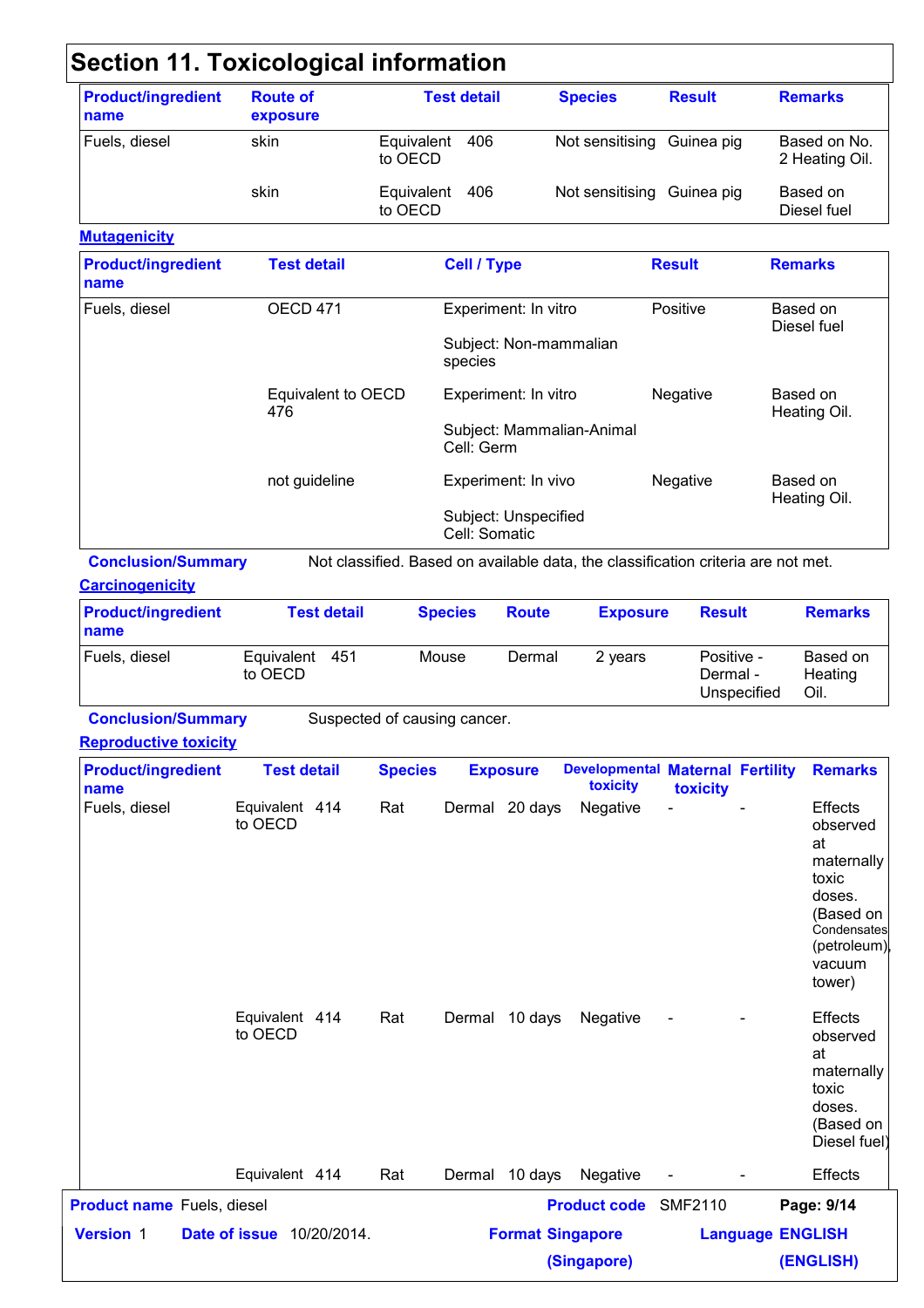## Section 11. Toxicological information

| Product/ingredient name | Route of exposure | Test detail | Species | Result | Remarks |
|---|---|---|---|---|---|
| Fuels, diesel | skin | Equivalent to OECD 406 | Not sensitising | Guinea pig | Based on No. 2 Heating Oil. |
| | skin | Equivalent to OECD 406 | Not sensitising | Guinea pig | Based on Diesel fuel |

**Mutagenicity**

| Product/ingredient name | Test detail | Cell / Type | Result | Remarks |
|---|---|---|---|---|
| Fuels, diesel | OECD 471 | Experiment: In vitro<br>Subject: Non-mammalian species | Positive | Based on Diesel fuel |
| | Equivalent to OECD 476 | Experiment: In vitro<br>Subject: Mammalian-Animal<br>Cell: Germ | Negative | Based on Heating Oil. |
| | not guideline | Experiment: In vivo<br>Subject: Unspecified<br>Cell: Somatic | Negative | Based on Heating Oil. |

**Conclusion/Summary** Not classified. Based on available data, the classification criteria are not met.

**Carcinogenicity**

| Product/ingredient name | Test detail | Species | Route | Exposure | Result | Remarks |
|---|---|---|---|---|---|---|
| Fuels, diesel | Equivalent to OECD 451 | Mouse | Dermal | 2 years | Positive - Dermal - Unspecified | Based on Heating Oil. |

**Conclusion/Summary** Suspected of causing cancer.

**Reproductive toxicity**

| Product/ingredient name | Test detail | Species | Exposure | Developmental toxicity | Maternal toxicity | Fertility | Remarks |
|---|---|---|---|---|---|---|---|
| Fuels, diesel | Equivalent to OECD 414 | Rat | Dermal 20 days | Negative | - | - | Effects observed at maternally toxic doses. (Based on Condensates (petroleum), vacuum tower) |
| | Equivalent to OECD 414 | Rat | Dermal 10 days | Negative | - | - | Effects observed at maternally toxic doses. (Based on Diesel fuel) |
| | Equivalent 414 | Rat | Dermal 10 days | Negative | - | - | Effects |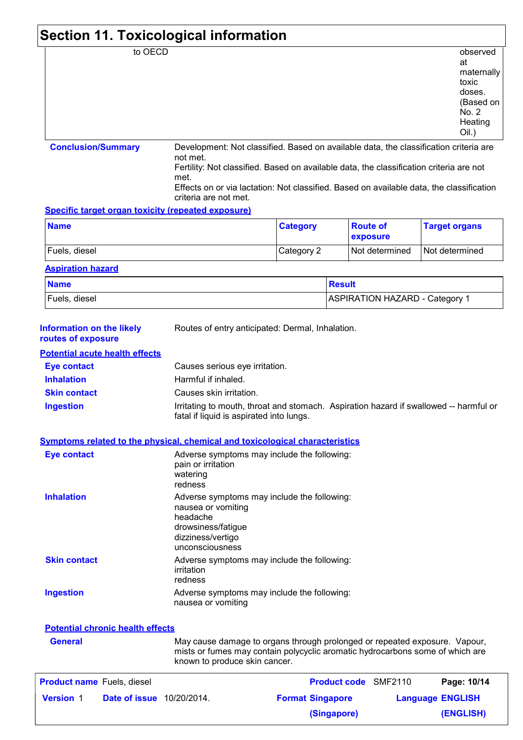## Section 11. Toxicological information

| | | | |
|---|---|---|---|
| | to OECD | | observed at maternally toxic doses. (Based on No. 2 Heating Oil.) |

**Conclusion/Summary**

Development: Not classified. Based on available data, the classification criteria are not met.
Fertility: Not classified. Based on available data, the classification criteria are not met.
Effects on or via lactation: Not classified. Based on available data, the classification criteria are not met.

**Specific target organ toxicity (repeated exposure)**

| Name | Category | Route of exposure | Target organs |
|---|---|---|---|
| Fuels, diesel | Category 2 | Not determined | Not determined |

**Aspiration hazard**

| Name | Result |
|---|---|
| Fuels, diesel | ASPIRATION HAZARD - Category 1 |

**Information on the likely routes of exposure**: Routes of entry anticipated: Dermal, Inhalation.

**Potential acute health effects**

**Eye contact**: Causes serious eye irritation.

**Inhalation**: Harmful if inhaled.

**Skin contact**: Causes skin irritation.

**Ingestion**: Irritating to mouth, throat and stomach. Aspiration hazard if swallowed -- harmful or fatal if liquid is aspirated into lungs.

**Symptoms related to the physical, chemical and toxicological characteristics**

**Eye contact**: Adverse symptoms may include the following:
pain or irritation
watering
redness

**Inhalation**: Adverse symptoms may include the following:
nausea or vomiting
headache
drowsiness/fatigue
dizziness/vertigo
unconsciousness

**Skin contact**: Adverse symptoms may include the following:
irritation
redness

**Ingestion**: Adverse symptoms may include the following:
nausea or vomiting

**Potential chronic health effects**

**General**: May cause damage to organs through prolonged or repeated exposure. Vapour, mists or fumes may contain polycyclic aromatic hydrocarbons some of which are known to produce skin cancer.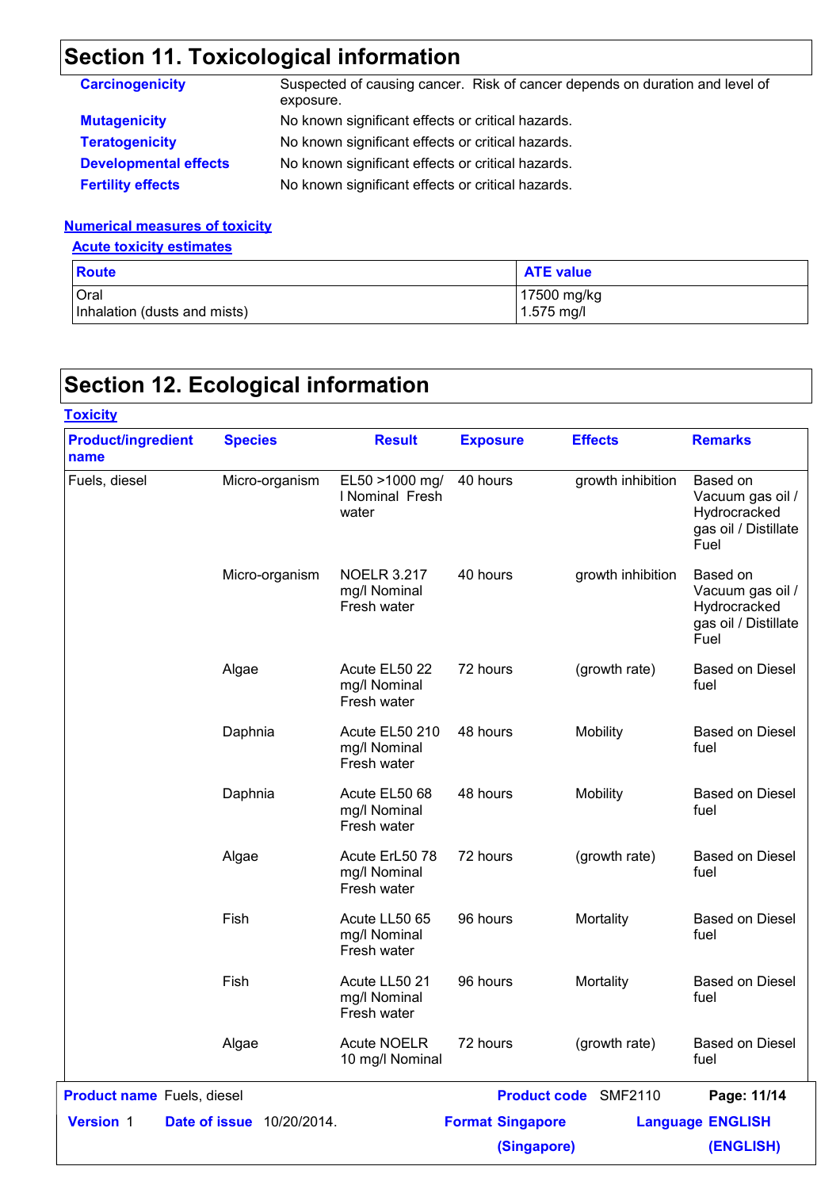## Section 11. Toxicological information

**Carcinogenicity** Suspected of causing cancer. Risk of cancer depends on duration and level of exposure.

**Mutagenicity** No known significant effects or critical hazards.

**Teratogenicity** No known significant effects or critical hazards.

**Developmental effects** No known significant effects or critical hazards.

**Fertility effects** No known significant effects or critical hazards.

### Numerical measures of toxicity

#### Acute toxicity estimates

| Route | ATE value |
|---|---|
| Oral | 17500 mg/kg |
| Inhalation (dusts and mists) | 1.575 mg/l |

## Section 12. Ecological information

### Toxicity

| Product/ingredient name | Species | Result | Exposure | Effects | Remarks |
|---|---|---|---|---|---|
| Fuels, diesel | Micro-organism | EL50 >1000 mg/l Nominal Fresh water | 40 hours | growth inhibition | Based on Vacuum gas oil / Hydrocracked gas oil / Distillate Fuel |
| | Micro-organism | NOELR 3.217 mg/l Nominal Fresh water | 40 hours | growth inhibition | Based on Vacuum gas oil / Hydrocracked gas oil / Distillate Fuel |
| | Algae | Acute EL50 22 mg/l Nominal Fresh water | 72 hours | (growth rate) | Based on Diesel fuel |
| | Daphnia | Acute EL50 210 mg/l Nominal Fresh water | 48 hours | Mobility | Based on Diesel fuel |
| | Daphnia | Acute EL50 68 mg/l Nominal Fresh water | 48 hours | Mobility | Based on Diesel fuel |
| | Algae | Acute ErL50 78 mg/l Nominal Fresh water | 72 hours | (growth rate) | Based on Diesel fuel |
| | Fish | Acute LL50 65 mg/l Nominal Fresh water | 96 hours | Mortality | Based on Diesel fuel |
| | Fish | Acute LL50 21 mg/l Nominal Fresh water | 96 hours | Mortality | Based on Diesel fuel |
| | Algae | Acute NOELR 10 mg/l Nominal | 72 hours | (growth rate) | Based on Diesel fuel |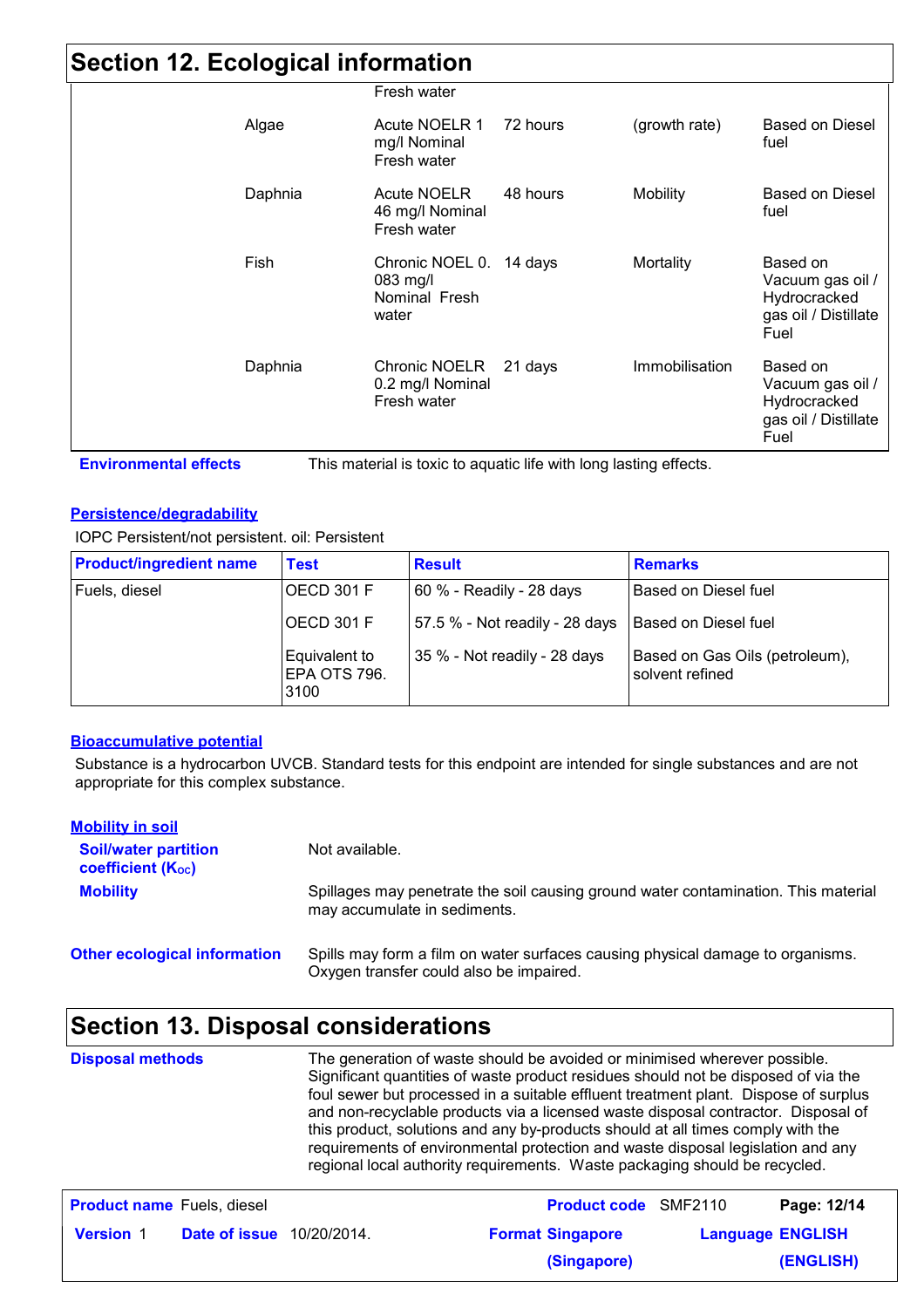## Section 12. Ecological information

| | | | | |
|---|---|---|---|---|
| | Fresh water | | | |
| Algae | Acute NOELR 1 mg/l Nominal Fresh water | 72 hours | (growth rate) | Based on Diesel fuel |
| Daphnia | Acute NOELR 46 mg/l Nominal Fresh water | 48 hours | Mobility | Based on Diesel fuel |
| Fish | Chronic NOEL 0.083 mg/l Nominal Fresh water | 14 days | Mortality | Based on Vacuum gas oil / Hydrocracked gas oil / Distillate Fuel |
| Daphnia | Chronic NOELR 0.2 mg/l Nominal Fresh water | 21 days | Immobilisation | Based on Vacuum gas oil / Hydrocracked gas oil / Distillate Fuel |

**Environmental effects** This material is toxic to aquatic life with long lasting effects.

### Persistence/degradability

IOPC Persistent/not persistent. oil: Persistent

| Product/ingredient name | Test | Result | Remarks |
|---|---|---|---|
| Fuels, diesel | OECD 301 F | 60 % - Readily - 28 days | Based on Diesel fuel |
| | OECD 301 F | 57.5 % - Not readily - 28 days | Based on Diesel fuel |
| | Equivalent to EPA OTS 796.3100 | 35 % - Not readily - 28 days | Based on Gas Oils (petroleum), solvent refined |

### Bioaccumulative potential

Substance is a hydrocarbon UVCB. Standard tests for this endpoint are intended for single substances and are not appropriate for this complex substance.

### Mobility in soil

**Soil/water partition coefficient ($K_{OC}$)** Not available.

**Mobility** Spillages may penetrate the soil causing ground water contamination. This material may accumulate in sediments.

**Other ecological information** Spills may form a film on water surfaces causing physical damage to organisms. Oxygen transfer could also be impaired.

## Section 13. Disposal considerations

**Disposal methods** The generation of waste should be avoided or minimised wherever possible. Significant quantities of waste product residues should not be disposed of via the foul sewer but processed in a suitable effluent treatment plant. Dispose of surplus and non-recyclable products via a licensed waste disposal contractor. Disposal of this product, solutions and any by-products should at all times comply with the requirements of environmental protection and waste disposal legislation and any regional local authority requirements. Waste packaging should be recycled.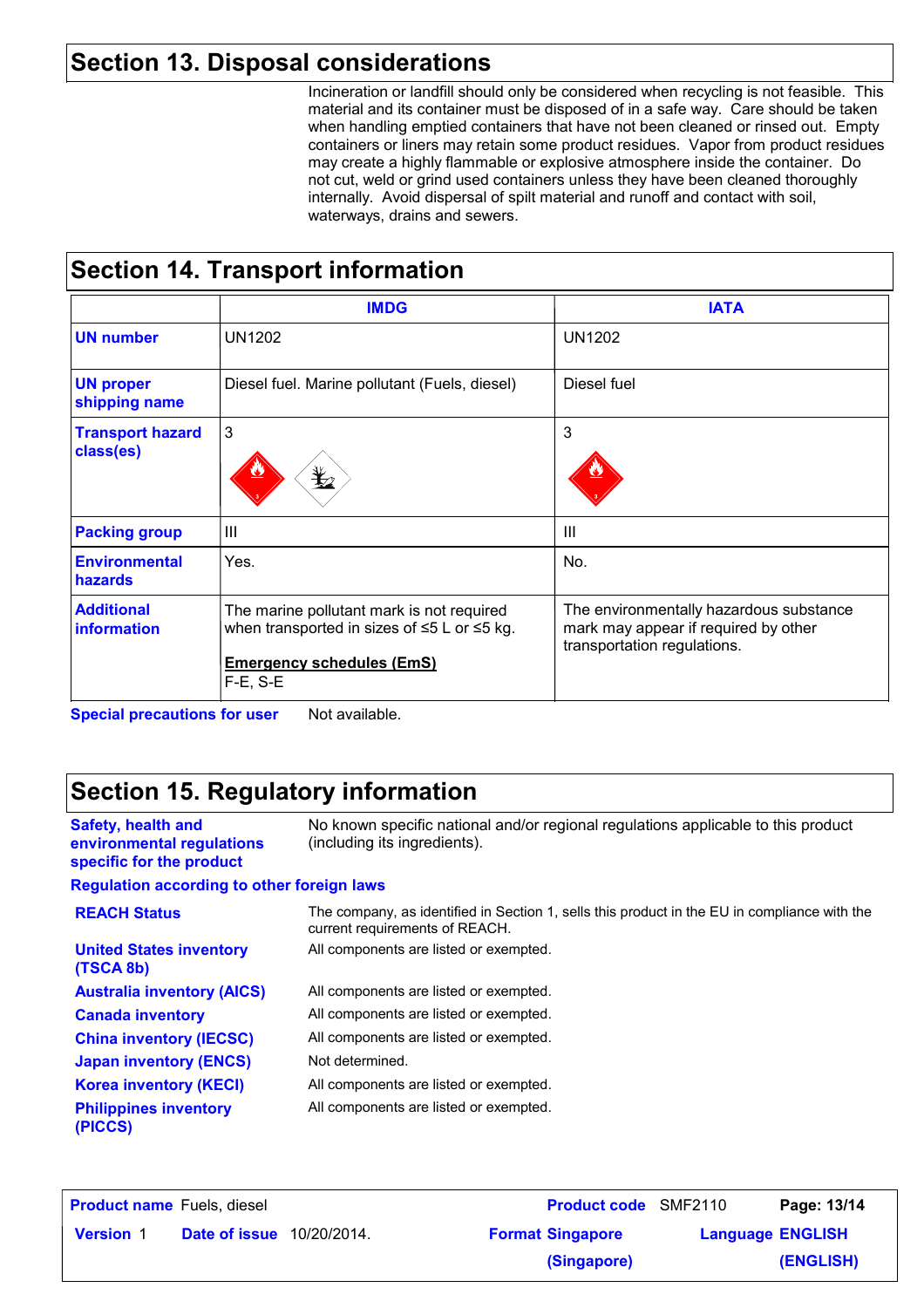## Section 13. Disposal considerations

Incineration or landfill should only be considered when recycling is not feasible. This material and its container must be disposed of in a safe way. Care should be taken when handling emptied containers that have not been cleaned or rinsed out. Empty containers or liners may retain some product residues. Vapor from product residues may create a highly flammable or explosive atmosphere inside the container. Do not cut, weld or grind used containers unless they have been cleaned thoroughly internally. Avoid dispersal of spilt material and runoff and contact with soil, waterways, drains and sewers.

## Section 14. Transport information

| | IMDG | IATA |
|---|---|---|
| **UN number** | UN1202 | UN1202 |
| **UN proper shipping name** | Diesel fuel. Marine pollutant (Fuels, diesel) | Diesel fuel |
| **Transport hazard class(es)** | 3 | 3 |
| **Packing group** | III | III |
| **Environmental hazards** | Yes. | No. |
| **Additional information** | The marine pollutant mark is not required when transported in sizes of ≤5 L or ≤5 kg.<br><br>**Emergency schedules (EmS)**<br>F-E, S-E | The environmentally hazardous substance mark may appear if required by other transportation regulations. |

**Special precautions for user** Not available.

## Section 15. Regulatory information

**Safety, health and environmental regulations specific for the product**: No known specific national and/or regional regulations applicable to this product (including its ingredients).

**Regulation according to other foreign laws**

| | |
|---|---|
| **REACH Status** | The company, as identified in Section 1, sells this product in the EU in compliance with the current requirements of REACH. |
| **United States inventory (TSCA 8b)** | All components are listed or exempted. |
| **Australia inventory (AICS)** | All components are listed or exempted. |
| **Canada inventory** | All components are listed or exempted. |
| **China inventory (IECSC)** | All components are listed or exempted. |
| **Japan inventory (ENCS)** | Not determined. |
| **Korea inventory (KECI)** | All components are listed or exempted. |
| **Philippines inventory (PICCS)** | All components are listed or exempted. |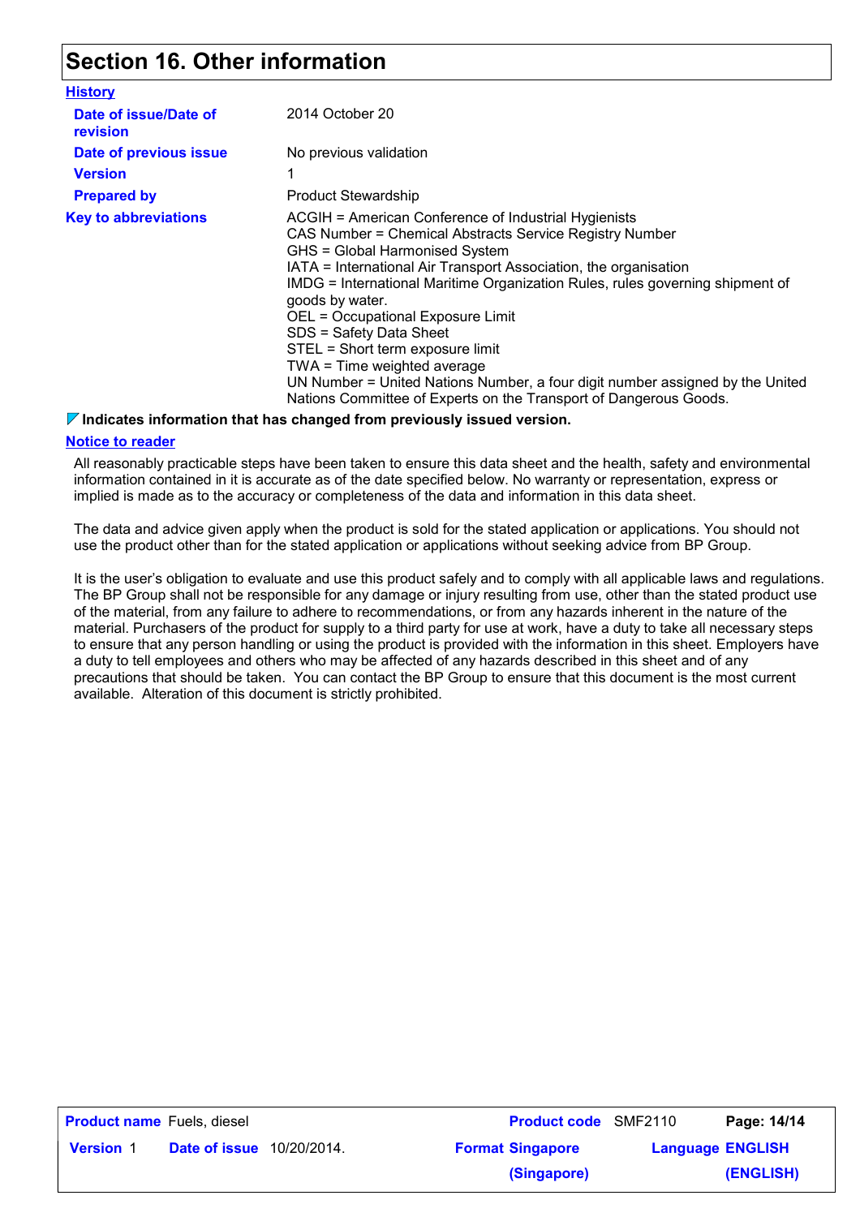# Section 16. Other information

**History**

| | |
|---|---|
| **Date of issue/Date of revision** | 2014 October 20 |
| **Date of previous issue** | No previous validation |
| **Version** | 1 |
| **Prepared by** | Product Stewardship |

**Key to abbreviations**

ACGIH = American Conference of Industrial Hygienists
CAS Number = Chemical Abstracts Service Registry Number
GHS = Global Harmonised System
IATA = International Air Transport Association, the organisation
IMDG = International Maritime Organization Rules, rules governing shipment of goods by water.
OEL = Occupational Exposure Limit
SDS = Safety Data Sheet
STEL = Short term exposure limit
TWA = Time weighted average
UN Number = United Nations Number, a four digit number assigned by the United Nations Committee of Experts on the Transport of Dangerous Goods.

**Indicates information that has changed from previously issued version.**

**Notice to reader**

All reasonably practicable steps have been taken to ensure this data sheet and the health, safety and environmental information contained in it is accurate as of the date specified below. No warranty or representation, express or implied is made as to the accuracy or completeness of the data and information in this data sheet.

The data and advice given apply when the product is sold for the stated application or applications. You should not use the product other than for the stated application or applications without seeking advice from BP Group.

It is the user's obligation to evaluate and use this product safely and to comply with all applicable laws and regulations. The BP Group shall not be responsible for any damage or injury resulting from use, other than the stated product use of the material, from any failure to adhere to recommendations, or from any hazards inherent in the nature of the material. Purchasers of the product for supply to a third party for use at work, have a duty to take all necessary steps to ensure that any person handling or using the product is provided with the information in this sheet. Employers have a duty to tell employees and others who may be affected of any hazards described in this sheet and of any precautions that should be taken. You can contact the BP Group to ensure that this document is the most current available. Alteration of this document is strictly prohibited.